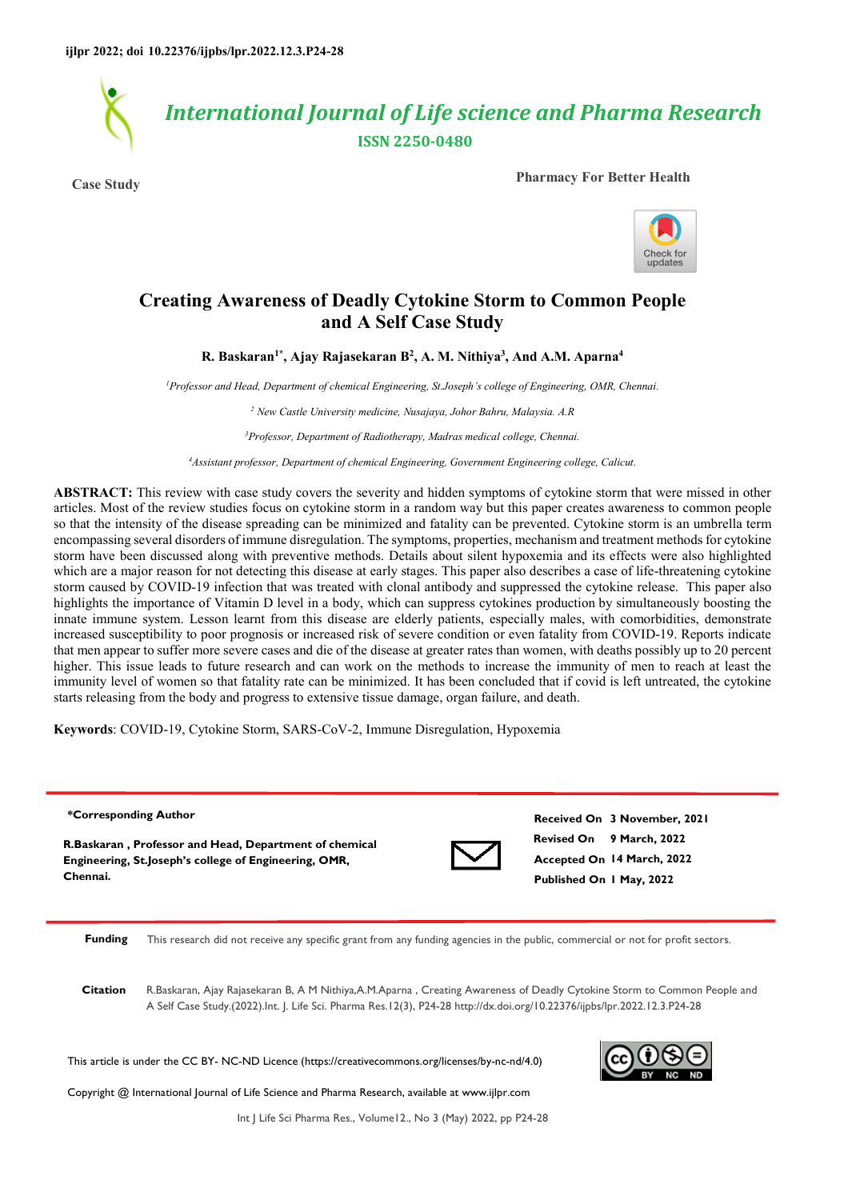# Creating Awareness of Deadly Cytokine Storm to Common People and A Self Case Study

**R. Baskaran[1*], Ajay Rajasekaran B[2], A. M. Nithiya[3], And A.M. Aparna[4]**

*[1]Professor and Head, Department of chemical Engineering, St.Joseph's college of Engineering, OMR, Chennai.*

*[2] New Castle University medicine, Nusajaya, Johor Bahru, Malaysia. A.R*

*[3]Professor, Department of Radiotherapy, Madras medical college, Chennai.*

*[4]Assistant professor, Department of chemical Engineering, Government Engineering college, Calicut.*

Case Study

**ABSTRACT:** This review with case study covers the severity and hidden symptoms of cytokine storm that were missed in other articles. Most of the review studies focus on cytokine storm in a random way but this paper creates awareness to common people so that the intensity of the disease spreading can be minimized and fatality can be prevented. Cytokine storm is an umbrella term encompassing several disorders of immune disregulation. The symptoms, properties, mechanism and treatment methods for cytokine storm have been discussed along with preventive methods. Details about silent hypoxemia and its effects were also highlighted which are a major reason for not detecting this disease at early stages. This paper also describes a case of life-threatening cytokine storm caused by COVID-19 infection that was treated with clonal antibody and suppressed the cytokine release. This paper also highlights the importance of Vitamin D level in a body, which can suppress cytokines production by simultaneously boosting the innate immune system. Lesson learnt from this disease are elderly patients, especially males, with comorbidities, demonstrate increased susceptibility to poor prognosis or increased risk of severe condition or even fatality from COVID-19. Reports indicate that men appear to suffer more severe cases and die of the disease at greater rates than women, with deaths possibly up to 20 percent higher. This issue leads to future research and can work on the methods to increase the immunity of men to reach at least the immunity level of women so that fatality rate can be minimized. It has been concluded that if covid is left untreated, the cytokine starts releasing from the body and progress to extensive tissue damage, organ failure, and death.

**Keywords**: COVID-19, Cytokine Storm, SARS-CoV-2, Immune Disregulation, Hypoxemia

**\*Corresponding Author**

**R.Baskaran , Professor and Head, Department of chemical Engineering, St.Joseph's college of Engineering, OMR, Chennai.**

**Received On** 3 November, 2021
**Revised On** 9 March, 2022
**Accepted On** 14 March, 2022
**Published On** 1 May, 2022

**Funding** This research did not receive any specific grant from any funding agencies in the public, commercial or not for profit sectors.

**Citation** R.Baskaran, Ajay Rajasekaran B, A M Nithiya,A.M.Aparna , Creating Awareness of Deadly Cytokine Storm to Common People and A Self Case Study.(2022).Int. J. Life Sci. Pharma Res.12(3), P24-28 http://dx.doi.org/10.22376/ijpbs/lpr.2022.12.3.P24-28

This article is under the CC BY- NC-ND Licence (https://creativecommons.org/licenses/by-nc-nd/4.0)

Copyright @ International Journal of Life Science and Pharma Research, available at www.ijlpr.com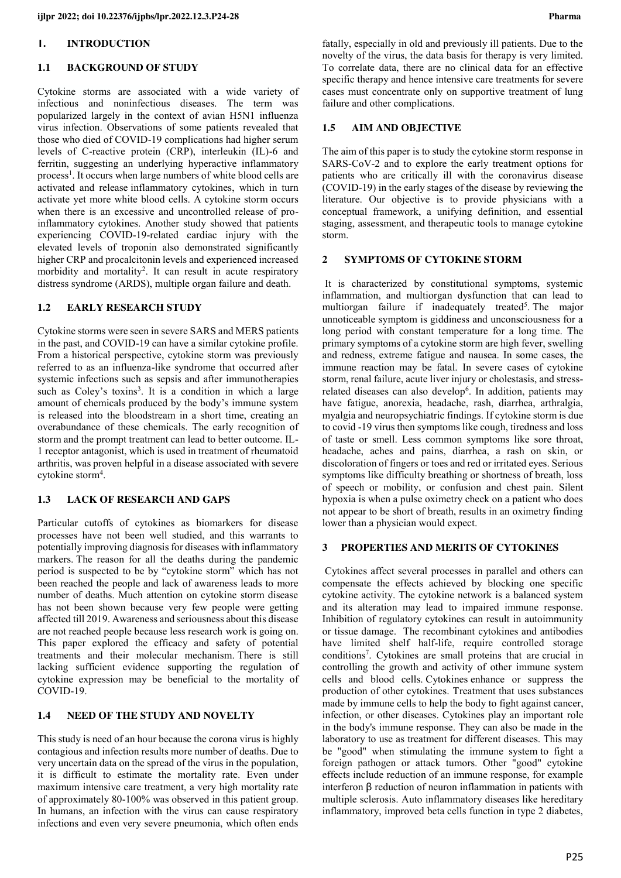## 1. INTRODUCTION

### 1.1 BACKGROUND OF STUDY

Cytokine storms are associated with a wide variety of infectious and noninfectious diseases. The term was popularized largely in the context of avian H5N1 influenza virus infection. Observations of some patients revealed that those who died of COVID-19 complications had higher serum levels of C-reactive protein (CRP), interleukin (IL)-6 and ferritin, suggesting an underlying hyperactive inflammatory process[1]. It occurs when large numbers of white blood cells are activated and release inflammatory cytokines, which in turn activate yet more white blood cells. A cytokine storm occurs when there is an excessive and uncontrolled release of pro-inflammatory cytokines. Another study showed that patients experiencing COVID-19-related cardiac injury with the elevated levels of troponin also demonstrated significantly higher CRP and procalcitonin levels and experienced increased morbidity and mortality[2]. It can result in acute respiratory distress syndrome (ARDS), multiple organ failure and death.

### 1.2 EARLY RESEARCH STUDY

Cytokine storms were seen in severe SARS and MERS patients in the past, and COVID-19 can have a similar cytokine profile. From a historical perspective, cytokine storm was previously referred to as an influenza-like syndrome that occurred after systemic infections such as sepsis and after immunotherapies such as Coley's toxins[3]. It is a condition in which a large amount of chemicals produced by the body's immune system is released into the bloodstream in a short time, creating an overabundance of these chemicals. The early recognition of storm and the prompt treatment can lead to better outcome. IL-1 receptor antagonist, which is used in treatment of rheumatoid arthritis, was proven helpful in a disease associated with severe cytokine storm[4].

### 1.3 LACK OF RESEARCH AND GAPS

Particular cutoffs of cytokines as biomarkers for disease processes have not been well studied, and this warrants to potentially improving diagnosis for diseases with inflammatory markers. The reason for all the deaths during the pandemic period is suspected to be by "cytokine storm" which has not been reached the people and lack of awareness leads to more number of deaths. Much attention on cytokine storm disease has not been shown because very few people were getting affected till 2019. Awareness and seriousness about this disease are not reached people because less research work is going on. This paper explored the efficacy and safety of potential treatments and their molecular mechanism. There is still lacking sufficient evidence supporting the regulation of cytokine expression may be beneficial to the mortality of COVID-19.

### 1.4 NEED OF THE STUDY AND NOVELTY

This study is need of an hour because the corona virus is highly contagious and infection results more number of deaths. Due to very uncertain data on the spread of the virus in the population, it is difficult to estimate the mortality rate. Even under maximum intensive care treatment, a very high mortality rate of approximately 80-100% was observed in this patient group. In humans, an infection with the virus can cause respiratory infections and even very severe pneumonia, which often ends fatally, especially in old and previously ill patients. Due to the novelty of the virus, the data basis for therapy is very limited. To correlate data, there are no clinical data for an effective specific therapy and hence intensive care treatments for severe cases must concentrate only on supportive treatment of lung failure and other complications.

### 1.5 AIM AND OBJECTIVE

The aim of this paper is to study the cytokine storm response in SARS-CoV-2 and to explore the early treatment options for patients who are critically ill with the coronavirus disease (COVID-19) in the early stages of the disease by reviewing the literature. Our objective is to provide physicians with a conceptual framework, a unifying definition, and essential staging, assessment, and therapeutic tools to manage cytokine storm.

## 2 SYMPTOMS OF CYTOKINE STORM

It is characterized by constitutional symptoms, systemic inflammation, and multiorgan dysfunction that can lead to multiorgan failure if inadequately treated[5]. The major unnoticeable symptom is giddiness and unconsciousness for a long period with constant temperature for a long time. The primary symptoms of a cytokine storm are high fever, swelling and redness, extreme fatigue and nausea. In some cases, the immune reaction may be fatal. In severe cases of cytokine storm, renal failure, acute liver injury or cholestasis, and stress-related diseases can also develop[6]. In addition, patients may have fatigue, anorexia, headache, rash, diarrhea, arthralgia, myalgia and neuropsychiatric findings. If cytokine storm is due to covid -19 virus then symptoms like cough, tiredness and loss of taste or smell. Less common symptoms like sore throat, headache, aches and pains, diarrhea, a rash on skin, or discoloration of fingers or toes and red or irritated eyes. Serious symptoms like difficulty breathing or shortness of breath, loss of speech or mobility, or confusion and chest pain. Silent hypoxia is when a pulse oximetry check on a patient who does not appear to be short of breath, results in an oximetry finding lower than a physician would expect.

## 3 PROPERTIES AND MERITS OF CYTOKINES

Cytokines affect several processes in parallel and others can compensate the effects achieved by blocking one specific cytokine activity. The cytokine network is a balanced system and its alteration may lead to impaired immune response. Inhibition of regulatory cytokines can result in autoimmunity or tissue damage. The recombinant cytokines and antibodies have limited shelf half-life, require controlled storage conditions[7]. Cytokines are small proteins that are crucial in controlling the growth and activity of other immune system cells and blood cells. Cytokines enhance or suppress the production of other cytokines. Treatment that uses substances made by immune cells to help the body to fight against cancer, infection, or other diseases. Cytokines play an important role in the body's immune response. They can also be made in the laboratory to use as treatment for different diseases. This may be "good" when stimulating the immune system to fight a foreign pathogen or attack tumors. Other "good" cytokine effects include reduction of an immune response, for example interferon β reduction of neuron inflammation in patients with multiple sclerosis. Auto inflammatory diseases like hereditary inflammatory, improved beta cells function in type 2 diabetes,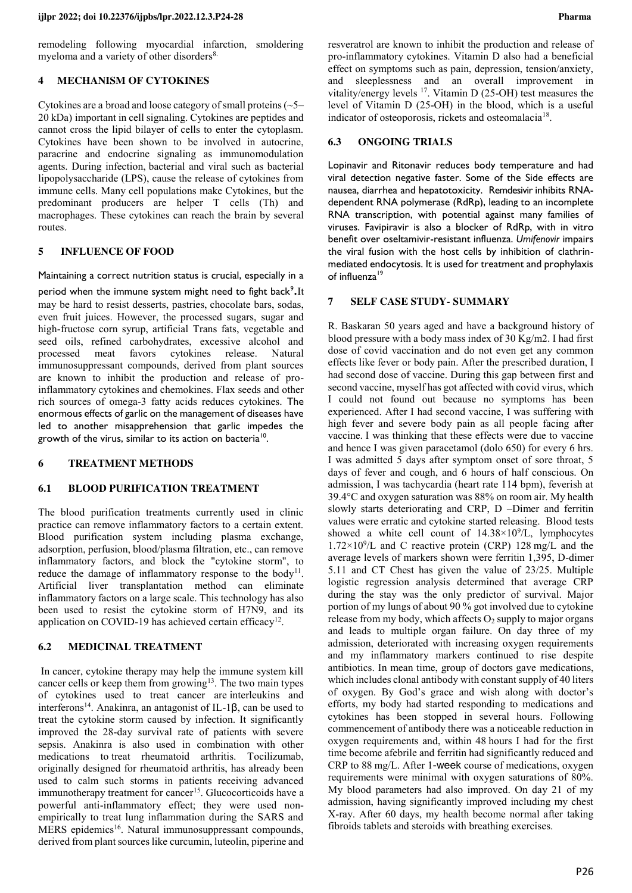remodeling following myocardial infarction, smoldering myeloma and a variety of other disorders[8].

## 4 MECHANISM OF CYTOKINES

Cytokines are a broad and loose category of small proteins (~5–20 kDa) important in cell signaling. Cytokines are peptides and cannot cross the lipid bilayer of cells to enter the cytoplasm. Cytokines have been shown to be involved in autocrine, paracrine and endocrine signaling as immunomodulation agents. During infection, bacterial and viral such as bacterial lipopolysaccharide (LPS), cause the release of cytokines from immune cells. Many cell populations make Cytokines, but the predominant producers are helper T cells (Th) and macrophages. These cytokines can reach the brain by several routes.

## 5 INFLUENCE OF FOOD

Maintaining a correct nutrition status is crucial, especially in a period when the immune system might need to fight back[9]. It may be hard to resist desserts, pastries, chocolate bars, sodas, even fruit juices. However, the processed sugars, sugar and high-fructose corn syrup, artificial Trans fats, vegetable and seed oils, refined carbohydrates, excessive alcohol and processed meat favors cytokines release. Natural immunosuppressant compounds, derived from plant sources are known to inhibit the production and release of pro-inflammatory cytokines and chemokines. Flax seeds and other rich sources of omega-3 fatty acids reduces cytokines. The enormous effects of garlic on the management of diseases have led to another misapprehension that garlic impedes the growth of the virus, similar to its action on bacteria[10].

## 6 TREATMENT METHODS

### 6.1 BLOOD PURIFICATION TREATMENT

The blood purification treatments currently used in clinic practice can remove inflammatory factors to a certain extent. Blood purification system including plasma exchange, adsorption, perfusion, blood/plasma filtration, etc., can remove inflammatory factors, and block the "cytokine storm", to reduce the damage of inflammatory response to the body[11]. Artificial liver transplantation method can eliminate inflammatory factors on a large scale. This technology has also been used to resist the cytokine storm of H7N9, and its application on COVID-19 has achieved certain efficacy[12].

### 6.2 MEDICINAL TREATMENT

In cancer, cytokine therapy may help the immune system kill cancer cells or keep them from growing[13]. The two main types of cytokines used to treat cancer are interleukins and interferons[14]. Anakinra, an antagonist of IL-1β, can be used to treat the cytokine storm caused by infection. It significantly improved the 28-day survival rate of patients with severe sepsis. Anakinra is also used in combination with other medications to treat rheumatoid arthritis. Tocilizumab, originally designed for rheumatoid arthritis, has already been used to calm such storms in patients receiving advanced immunotherapy treatment for cancer[15]. Glucocorticoids have a powerful anti-inflammatory effect; they were used non-empirically to treat lung inflammation during the SARS and MERS epidemics[16]. Natural immunosuppressant compounds, derived from plant sources like curcumin, luteolin, piperine and resveratrol are known to inhibit the production and release of pro-inflammatory cytokines. Vitamin D also had a beneficial effect on symptoms such as pain, depression, tension/anxiety, and sleeplessness and an overall improvement in vitality/energy levels [17]. Vitamin D (25-OH) test measures the level of Vitamin D (25-OH) in the blood, which is a useful indicator of osteoporosis, rickets and osteomalacia[18].

### 6.3 ONGOING TRIALS

Lopinavir and Ritonavir reduces body temperature and had viral detection negative faster. Some of the Side effects are nausea, diarrhea and hepatotoxicity. Remdesivir inhibits RNA-dependent RNA polymerase (RdRp), leading to an incomplete RNA transcription, with potential against many families of viruses. Favipiravir is also a blocker of RdRp, with in vitro benefit over oseltamivir-resistant influenza. *Umifenovir* impairs the viral fusion with the host cells by inhibition of clathrin-mediated endocytosis. It is used for treatment and prophylaxis of influenza[19]

## 7 SELF CASE STUDY- SUMMARY

R. Baskaran 50 years aged and have a background history of blood pressure with a body mass index of 30 Kg/m2. I had first dose of covid vaccination and do not even get any common effects like fever or body pain. After the prescribed duration, I had second dose of vaccine. During this gap between first and second vaccine, myself has got affected with covid virus, which I could not found out because no symptoms has been experienced. After I had second vaccine, I was suffering with high fever and severe body pain as all people facing after vaccine. I was thinking that these effects were due to vaccine and hence I was given paracetamol (dolo 650) for every 6 hrs. I was admitted 5 days after symptom onset of sore throat, 5 days of fever and cough, and 6 hours of half conscious. On admission, I was tachycardia (heart rate 114 bpm), feverish at 39.4°C and oxygen saturation was 88% on room air. My health slowly starts deteriorating and CRP, D –Dimer and ferritin values were erratic and cytokine started releasing. Blood tests showed a white cell count of $14.38\times10^9$/L, lymphocytes $1.72\times10^9$/L and C reactive protein (CRP) 128 mg/L and the average levels of markers shown were ferritin 1,395, D-dimer 5.11 and CT Chest has given the value of 23/25. Multiple logistic regression analysis determined that average CRP during the stay was the only predictor of survival. Major portion of my lungs of about 90 % got involved due to cytokine release from my body, which affects $O_2$ supply to major organs and leads to multiple organ failure. On day three of my admission, deteriorated with increasing oxygen requirements and my inflammatory markers continued to rise despite antibiotics. In mean time, group of doctors gave medications, which includes clonal antibody with constant supply of 40 liters of oxygen. By God's grace and wish along with doctor's efforts, my body had started responding to medications and cytokines has been stopped in several hours. Following commencement of antibody there was a noticeable reduction in oxygen requirements and, within 48 hours I had for the first time become afebrile and ferritin had significantly reduced and CRP to 88 mg/L. After 1-week course of medications, oxygen requirements were minimal with oxygen saturations of 80%. My blood parameters had also improved. On day 21 of my admission, having significantly improved including my chest X-ray. After 60 days, my health become normal after taking fibroids tablets and steroids with breathing exercises.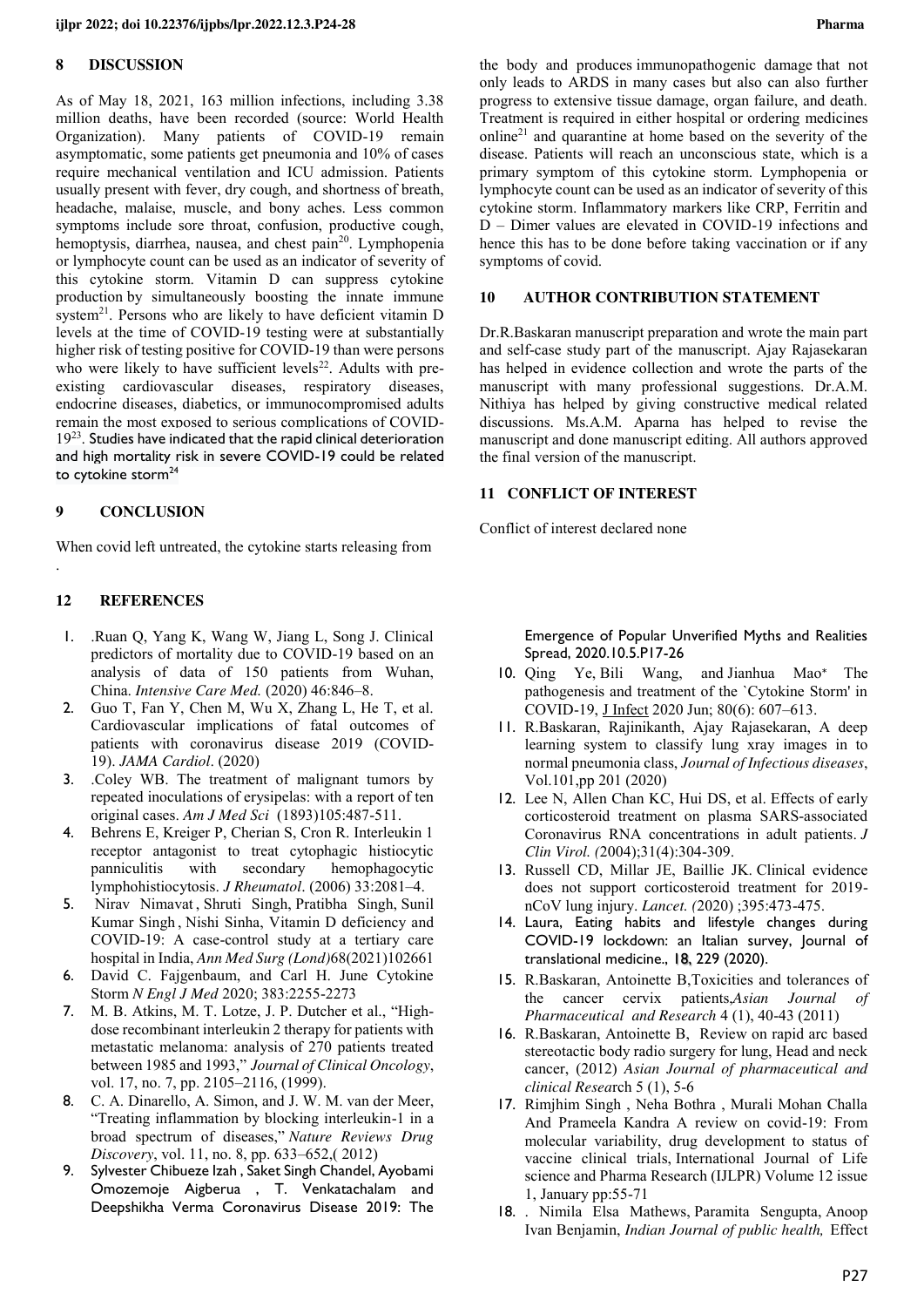## 8 DISCUSSION

As of May 18, 2021, 163 million infections, including 3.38 million deaths, have been recorded (source: World Health Organization). Many patients of COVID-19 remain asymptomatic, some patients get pneumonia and 10% of cases require mechanical ventilation and ICU admission. Patients usually present with fever, dry cough, and shortness of breath, headache, malaise, muscle, and bony aches. Less common symptoms include sore throat, confusion, productive cough, hemoptysis, diarrhea, nausea, and chest pain[20]. Lymphopenia or lymphocyte count can be used as an indicator of severity of this cytokine storm. Vitamin D can suppress cytokine production by simultaneously boosting the innate immune system[21]. Persons who are likely to have deficient vitamin D levels at the time of COVID-19 testing were at substantially higher risk of testing positive for COVID-19 than were persons who were likely to have sufficient levels[22]. Adults with pre-existing cardiovascular diseases, respiratory diseases, endocrine diseases, diabetics, or immunocompromised adults remain the most exposed to serious complications of COVID-19[23]. Studies have indicated that the rapid clinical deterioration and high mortality risk in severe COVID-19 could be related to cytokine storm[24]

## 9 CONCLUSION

When covid left untreated, the cytokine starts releasing from the body and produces immunopathogenic damage that not only leads to ARDS in many cases but also can also further progress to extensive tissue damage, organ failure, and death. Treatment is required in either hospital or ordering medicines online[21] and quarantine at home based on the severity of the disease. Patients will reach an unconscious state, which is a primary symptom of this cytokine storm. Lymphopenia or lymphocyte count can be used as an indicator of severity of this cytokine storm. Inflammatory markers like CRP, Ferritin and D – Dimer values are elevated in COVID-19 infections and hence this has to be done before taking vaccination or if any symptoms of covid.

## 10 AUTHOR CONTRIBUTION STATEMENT

Dr.R.Baskaran manuscript preparation and wrote the main part and self-case study part of the manuscript. Ajay Rajasekaran has helped in evidence collection and wrote the parts of the manuscript with many professional suggestions. Dr.A.M. Nithiya has helped by giving constructive medical related discussions. Ms.A.M. Aparna has helped to revise the manuscript and done manuscript editing. All authors approved the final version of the manuscript.

## 11 CONFLICT OF INTEREST

Conflict of interest declared none

## 12 REFERENCES

1. .Ruan Q, Yang K, Wang W, Jiang L, Song J. Clinical predictors of mortality due to COVID-19 based on an analysis of data of 150 patients from Wuhan, China. *Intensive Care Med.* (2020) 46:846–8.
2. Guo T, Fan Y, Chen M, Wu X, Zhang L, He T, et al. Cardiovascular implications of fatal outcomes of patients with coronavirus disease 2019 (COVID-19). *JAMA Cardiol*. (2020)
3. .Coley WB. The treatment of malignant tumors by repeated inoculations of erysipelas: with a report of ten original cases. *Am J Med Sci* (1893)105:487-511.
4. Behrens E, Kreiger P, Cherian S, Cron R. Interleukin 1 receptor antagonist to treat cytophagic histiocytic panniculitis with secondary hemophagocytic lymphohistiocytosis. *J Rheumatol*. (2006) 33:2081–4.
5. Nirav Nimavat , Shruti Singh, Pratibha Singh, Sunil Kumar Singh , Nishi Sinha, Vitamin D deficiency and COVID-19: A case-control study at a tertiary care hospital in India, *Ann Med Surg (Lond)*68(2021)102661
6. David C. Fajgenbaum, and Carl H. June Cytokine Storm *N Engl J Med* 2020; 383:2255-2273
7. M. B. Atkins, M. T. Lotze, J. P. Dutcher et al., "High-dose recombinant interleukin 2 therapy for patients with metastatic melanoma: analysis of 270 patients treated between 1985 and 1993," *Journal of Clinical Oncology*, vol. 17, no. 7, pp. 2105–2116, (1999).
8. C. A. Dinarello, A. Simon, and J. W. M. van der Meer, "Treating inflammation by blocking interleukin-1 in a broad spectrum of diseases," *Nature Reviews Drug Discovery*, vol. 11, no. 8, pp. 633–652,( 2012)
9. Sylvester Chibueze Izah , Saket Singh Chandel, Ayobami Omozemoje Aigberua , T. Venkatachalam and Deepshikha Verma Coronavirus Disease 2019: The Emergence of Popular Unverified Myths and Realities Spread, 2020.10.5.P17-26
10. Qing Ye, Bili Wang, and Jianhua Mao* The pathogenesis and treatment of the `Cytokine Storm' in COVID-19, J Infect 2020 Jun; 80(6): 607–613.
11. R.Baskaran, Rajinikanth, Ajay Rajasekaran, A deep learning system to classify lung xray images in to normal pneumonia class, *Journal of Infectious diseases*, Vol.101,pp 201 (2020)
12. Lee N, Allen Chan KC, Hui DS, et al. Effects of early corticosteroid treatment on plasma SARS-associated Coronavirus RNA concentrations in adult patients. *J Clin Virol. (*2004);31(4):304-309.
13. Russell CD, Millar JE, Baillie JK. Clinical evidence does not support corticosteroid treatment for 2019-nCoV lung injury. *Lancet. (*2020) ;395:473-475.
14. Laura, Eating habits and lifestyle changes during COVID-19 lockdown: an Italian survey, Journal of translational medicine., 18, 229 (2020).
15. R.Baskaran, Antoinette B,Toxicities and tolerances of the cancer cervix patients,*Asian Journal of Pharmaceutical and Research* 4 (1), 40-43 (2011)
16. R.Baskaran, Antoinette B, Review on rapid arc based stereotactic body radio surgery for lung, Head and neck cancer, (2012) *Asian Journal of pharmaceutical and clinical Resea*rch 5 (1), 5-6
17. Rimjhim Singh , Neha Bothra , Murali Mohan Challa And Prameela Kandra A review on covid-19: From molecular variability, drug development to status of vaccine clinical trials, International Journal of Life science and Pharma Research (IJLPR) Volume 12 issue 1, January pp:55-71
18. . Nimila Elsa Mathews, Paramita Sengupta, Anoop Ivan Benjamin, *Indian Journal of public health,* Effect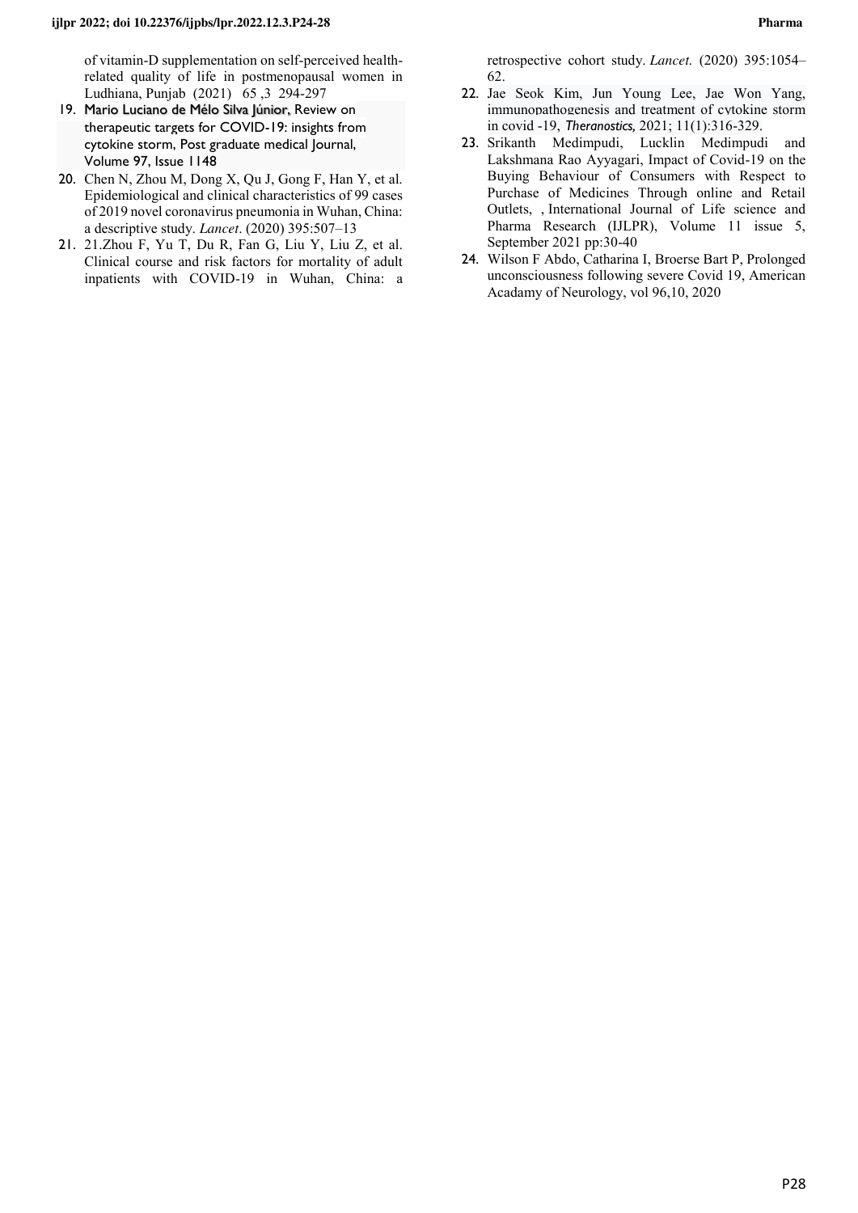of vitamin-D supplementation on self-perceived health-related quality of life in postmenopausal women in Ludhiana, Punjab (2021) 65 ,3 294-297

19. Mario Luciano de Mélo Silva Júnior, Review on therapeutic targets for COVID-19: insights from cytokine storm, Post graduate medical Journal, Volume 97, Issue 1148
20. Chen N, Zhou M, Dong X, Qu J, Gong F, Han Y, et al. Epidemiological and clinical characteristics of 99 cases of 2019 novel coronavirus pneumonia in Wuhan, China: a descriptive study. *Lancet*. (2020) 395:507–13
21. 21.Zhou F, Yu T, Du R, Fan G, Liu Y, Liu Z, et al. Clinical course and risk factors for mortality of adult inpatients with COVID-19 in Wuhan, China: a retrospective cohort study. *Lancet*. (2020) 395:1054–62.
22. Jae Seok Kim, Jun Young Lee, Jae Won Yang, immunopathogenesis and treatment of cytokine storm in covid -19, *Theranostics,* 2021; 11(1):316-329.
23. Srikanth Medimpudi, Lucklin Medimpudi and Lakshmana Rao Ayyagari, Impact of Covid-19 on the Buying Behaviour of Consumers with Respect to Purchase of Medicines Through online and Retail Outlets, , International Journal of Life science and Pharma Research (IJLPR), Volume 11 issue 5, September 2021 pp:30-40
24. Wilson F Abdo, Catharina I, Broerse Bart P, Prolonged unconsciousness following severe Covid 19, American Acadamy of Neurology, vol 96,10, 2020